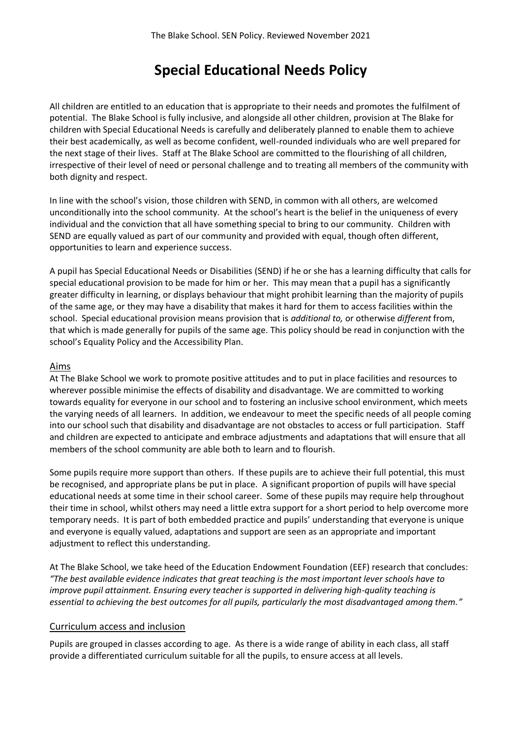# Special Educational Needs Policy

All children are entitled to an education that is appropriate to their needs and promotes the fulfilment of potential. The Blake School is fully inclusive, and alongside all other children, provision at The Blake for children with Special Educational Needs is carefully and deliberately planned to enable them to achieve their best academically, as well as become confident, well-rounded individuals who are well prepared for the next stage of their lives. Staff at The Blake School are committed to the flourishing of all children, irrespective of their level of need or personal challenge and to treating all members of the community with both dignity and respect.

In line with the school's vision, those children with SEND, in common with all others, are welcomed unconditionally into the school community. At the school's heart is the belief in the uniqueness of every individual and the conviction that all have something special to bring to our community. Children with SEND are equally valued as part of our community and provided with equal, though often different, opportunities to learn and experience success.

A pupil has Special Educational Needs or Disabilities (SEND) if he or she has a learning difficulty that calls for special educational provision to be made for him or her. This may mean that a pupil has a significantly greater difficulty in learning, or displays behaviour that might prohibit learning than the majority of pupils of the same age, or they may have a disability that makes it hard for them to access facilities within the school. Special educational provision means provision that is *additional to,* or otherwise *different* from, that which is made generally for pupils of the same age. This policy should be read in conjunction with the school's Equality Policy and the Accessibility Plan.

## Aims

At The Blake School we work to promote positive attitudes and to put in place facilities and resources to wherever possible minimise the effects of disability and disadvantage. We are committed to working towards equality for everyone in our school and to fostering an inclusive school environment, which meets the varying needs of all learners. In addition, we endeavour to meet the specific needs of all people coming into our school such that disability and disadvantage are not obstacles to access or full participation. Staff and children are expected to anticipate and embrace adjustments and adaptations that will ensure that all members of the school community are able both to learn and to flourish.

Some pupils require more support than others. If these pupils are to achieve their full potential, this must be recognised, and appropriate plans be put in place. A significant proportion of pupils will have special educational needs at some time in their school career. Some of these pupils may require help throughout their time in school, whilst others may need a little extra support for a short period to help overcome more temporary needs. It is part of both embedded practice and pupils' understanding that everyone is unique and everyone is equally valued, adaptations and support are seen as an appropriate and important adjustment to reflect this understanding.

At The Blake School, we take heed of the Education Endowment Foundation (EEF) research that concludes: *"The best available evidence indicates that great teaching is the most important lever schools have to improve pupil attainment. Ensuring every teacher is supported in delivering high-quality teaching is essential to achieving the best outcomes for all pupils, particularly the most disadvantaged among them."*

## Curriculum access and inclusion

Pupils are grouped in classes according to age. As there is a wide range of ability in each class, all staff provide a differentiated curriculum suitable for all the pupils, to ensure access at all levels.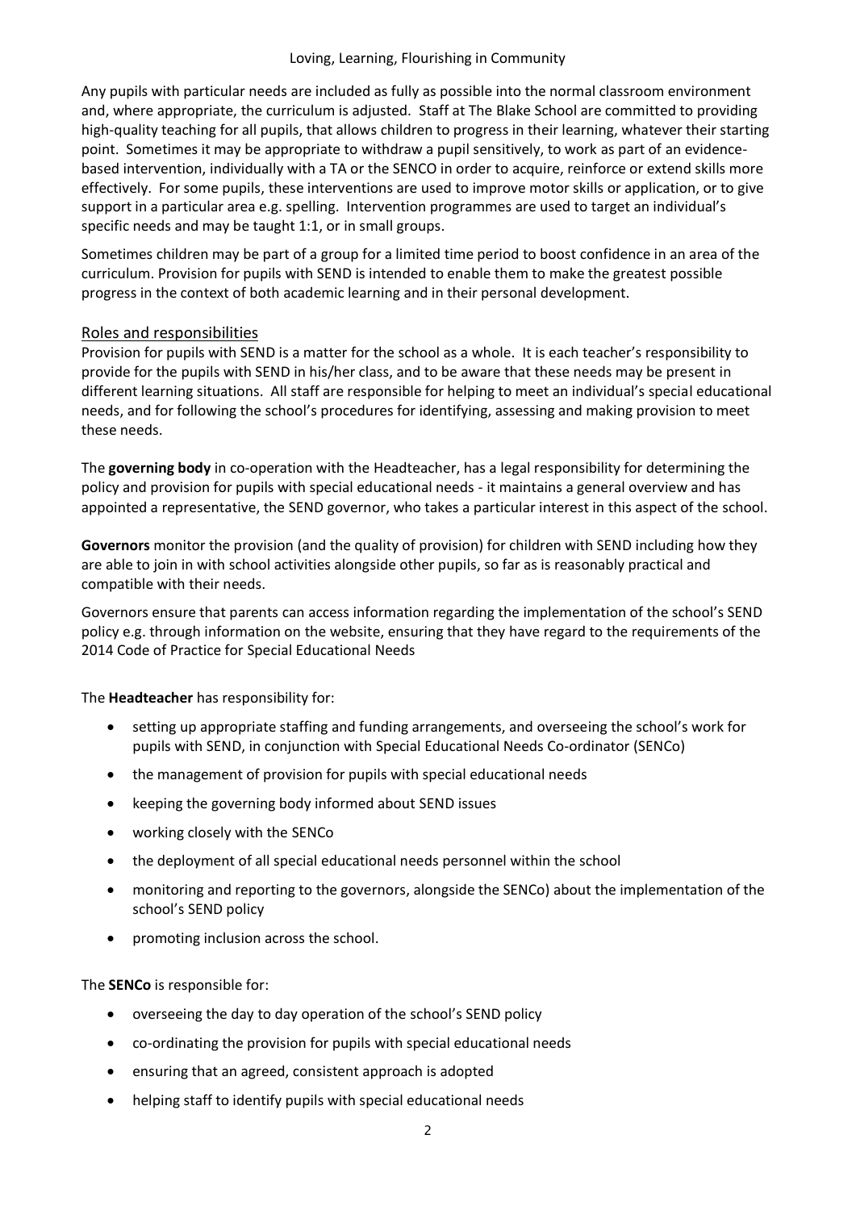Any pupils with particular needs are included as fully as possible into the normal classroom environment and, where appropriate, the curriculum is adjusted. Staff at The Blake School are committed to providing high-quality teaching for all pupils, that allows children to progress in their learning, whatever their starting point. Sometimes it may be appropriate to withdraw a pupil sensitively, to work as part of an evidence-based intervention, individually with a TA or the SENCO in order to acquire, reinforce or extend skills more effectively. For some pupils, these interventions are used to improve motor skills or application, or to give support in a particular area e.g. spelling. Intervention programmes are used to target an individual's specific needs and may be taught 1:1, or in small groups.

Sometimes children may be part of a group for a limited time period to boost confidence in an area of the curriculum. Provision for pupils with SEND is intended to enable them to make the greatest possible progress in the context of both academic learning and in their personal development.

## Roles and responsibilities

Provision for pupils with SEND is a matter for the school as a whole. It is each teacher's responsibility to provide for the pupils with SEND in his/her class, and to be aware that these needs may be present in different learning situations. All staff are responsible for helping to meet an individual's special educational needs, and for following the school's procedures for identifying, assessing and making provision to meet these needs.

The **governing body** in co-operation with the Headteacher, has a legal responsibility for determining the policy and provision for pupils with special educational needs - it maintains a general overview and has appointed a representative, the SEND governor, who takes a particular interest in this aspect of the school.

**Governors** monitor the provision (and the quality of provision) for children with SEND including how they are able to join in with school activities alongside other pupils, so far as is reasonably practical and compatible with their needs.

Governors ensure that parents can access information regarding the implementation of the school's SEND policy e.g. through information on the website, ensuring that they have regard to the requirements of the 2014 Code of Practice for Special Educational Needs

The **Headteacher** has responsibility for:

- setting up appropriate staffing and funding arrangements, and overseeing the school's work for pupils with SEND, in conjunction with Special Educational Needs Co-ordinator (SENCo)
- the management of provision for pupils with special educational needs
- keeping the governing body informed about SEND issues
- working closely with the SENCo
- the deployment of all special educational needs personnel within the school
- monitoring and reporting to the governors, alongside the SENCo) about the implementation of the school's SEND policy
- promoting inclusion across the school.

The **SENCo** is responsible for:

- overseeing the day to day operation of the school's SEND policy
- co-ordinating the provision for pupils with special educational needs
- ensuring that an agreed, consistent approach is adopted
- helping staff to identify pupils with special educational needs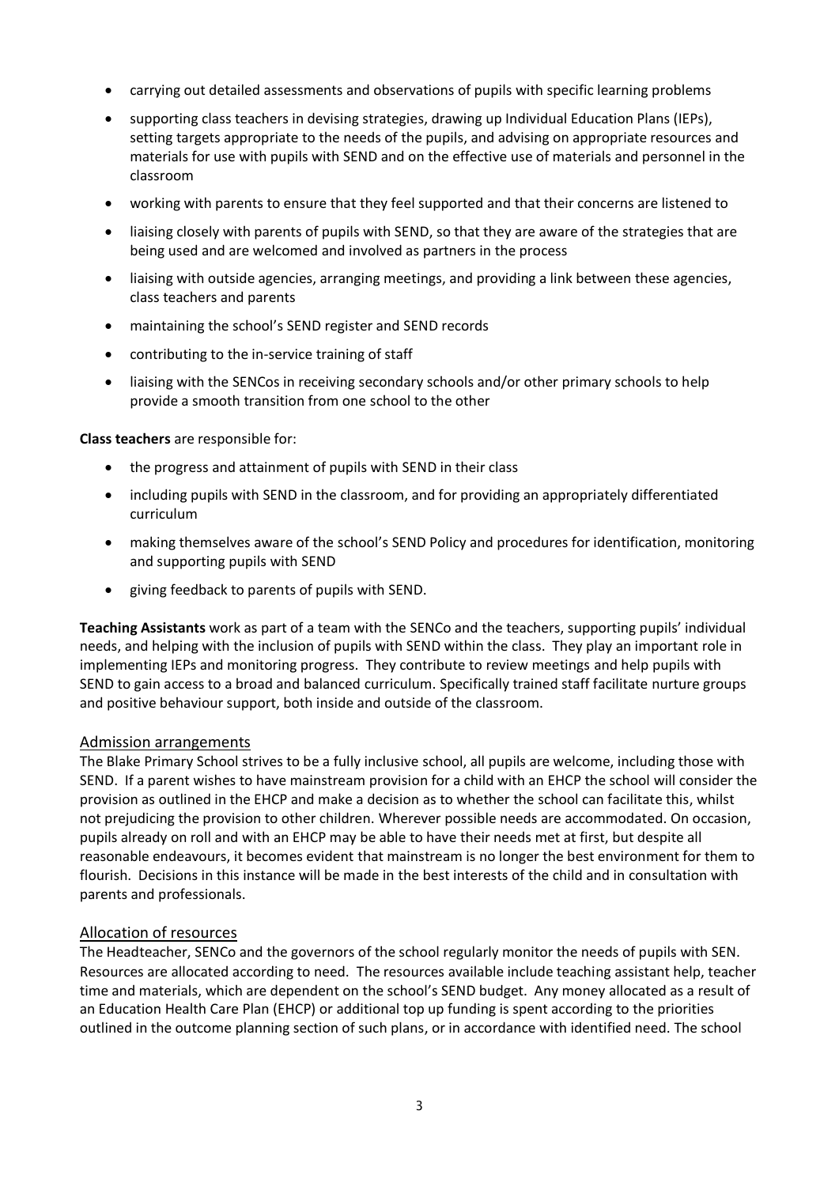- carrying out detailed assessments and observations of pupils with specific learning problems
- supporting class teachers in devising strategies, drawing up Individual Education Plans (IEPs), setting targets appropriate to the needs of the pupils, and advising on appropriate resources and materials for use with pupils with SEND and on the effective use of materials and personnel in the classroom
- working with parents to ensure that they feel supported and that their concerns are listened to
- liaising closely with parents of pupils with SEND, so that they are aware of the strategies that are being used and are welcomed and involved as partners in the process
- liaising with outside agencies, arranging meetings, and providing a link between these agencies, class teachers and parents
- maintaining the school's SEND register and SEND records
- contributing to the in-service training of staff
- liaising with the SENCos in receiving secondary schools and/or other primary schools to help provide a smooth transition from one school to the other

**Class teachers** are responsible for:

- the progress and attainment of pupils with SEND in their class
- including pupils with SEND in the classroom, and for providing an appropriately differentiated curriculum
- making themselves aware of the school's SEND Policy and procedures for identification, monitoring and supporting pupils with SEND
- giving feedback to parents of pupils with SEND.

**Teaching Assistants** work as part of a team with the SENCo and the teachers, supporting pupils' individual needs, and helping with the inclusion of pupils with SEND within the class. They play an important role in implementing IEPs and monitoring progress. They contribute to review meetings and help pupils with SEND to gain access to a broad and balanced curriculum. Specifically trained staff facilitate nurture groups and positive behaviour support, both inside and outside of the classroom.

## Admission arrangements

The Blake Primary School strives to be a fully inclusive school, all pupils are welcome, including those with SEND. If a parent wishes to have mainstream provision for a child with an EHCP the school will consider the provision as outlined in the EHCP and make a decision as to whether the school can facilitate this, whilst not prejudicing the provision to other children. Wherever possible needs are accommodated. On occasion, pupils already on roll and with an EHCP may be able to have their needs met at first, but despite all reasonable endeavours, it becomes evident that mainstream is no longer the best environment for them to flourish. Decisions in this instance will be made in the best interests of the child and in consultation with parents and professionals.

## Allocation of resources

The Headteacher, SENCo and the governors of the school regularly monitor the needs of pupils with SEN. Resources are allocated according to need. The resources available include teaching assistant help, teacher time and materials, which are dependent on the school's SEND budget. Any money allocated as a result of an Education Health Care Plan (EHCP) or additional top up funding is spent according to the priorities outlined in the outcome planning section of such plans, or in accordance with identified need. The school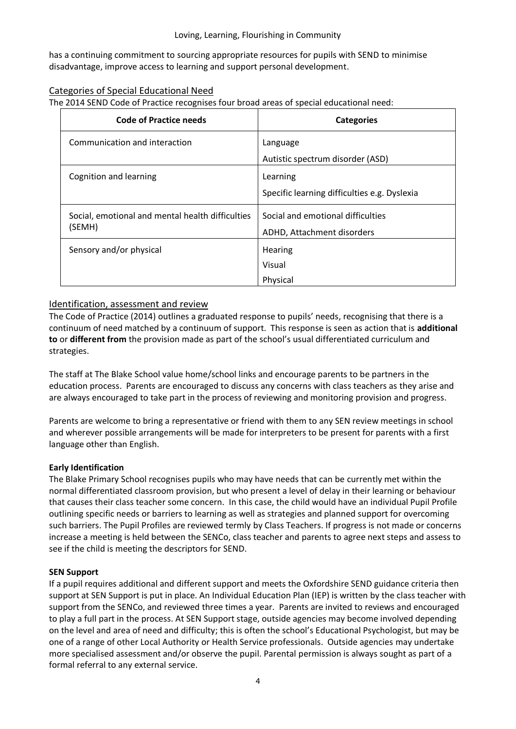has a continuing commitment to sourcing appropriate resources for pupils with SEND to minimise disadvantage, improve access to learning and support personal development.

## Categories of Special Educational Need

The 2014 SEND Code of Practice recognises four broad areas of special educational need:

| Code of Practice needs | Categories |
|---|---|
| Communication and interaction | Language<br>Autistic spectrum disorder (ASD) |
| Cognition and learning | Learning<br>Specific learning difficulties e.g. Dyslexia |
| Social, emotional and mental health difficulties (SEMH) | Social and emotional difficulties<br>ADHD, Attachment disorders |
| Sensory and/or physical | Hearing<br>Visual<br>Physical |

## Identification, assessment and review

The Code of Practice (2014) outlines a graduated response to pupils' needs, recognising that there is a continuum of need matched by a continuum of support. This response is seen as action that is **additional to** or **different from** the provision made as part of the school's usual differentiated curriculum and strategies.

The staff at The Blake School value home/school links and encourage parents to be partners in the education process. Parents are encouraged to discuss any concerns with class teachers as they arise and are always encouraged to take part in the process of reviewing and monitoring provision and progress.

Parents are welcome to bring a representative or friend with them to any SEN review meetings in school and wherever possible arrangements will be made for interpreters to be present for parents with a first language other than English.

**Early Identification**

The Blake Primary School recognises pupils who may have needs that can be currently met within the normal differentiated classroom provision, but who present a level of delay in their learning or behaviour that causes their class teacher some concern. In this case, the child would have an individual Pupil Profile outlining specific needs or barriers to learning as well as strategies and planned support for overcoming such barriers. The Pupil Profiles are reviewed termly by Class Teachers. If progress is not made or concerns increase a meeting is held between the SENCo, class teacher and parents to agree next steps and assess to see if the child is meeting the descriptors for SEND.

**SEN Support**

If a pupil requires additional and different support and meets the Oxfordshire SEND guidance criteria then support at SEN Support is put in place. An Individual Education Plan (IEP) is written by the class teacher with support from the SENCo, and reviewed three times a year. Parents are invited to reviews and encouraged to play a full part in the process. At SEN Support stage, outside agencies may become involved depending on the level and area of need and difficulty; this is often the school's Educational Psychologist, but may be one of a range of other Local Authority or Health Service professionals. Outside agencies may undertake more specialised assessment and/or observe the pupil. Parental permission is always sought as part of a formal referral to any external service.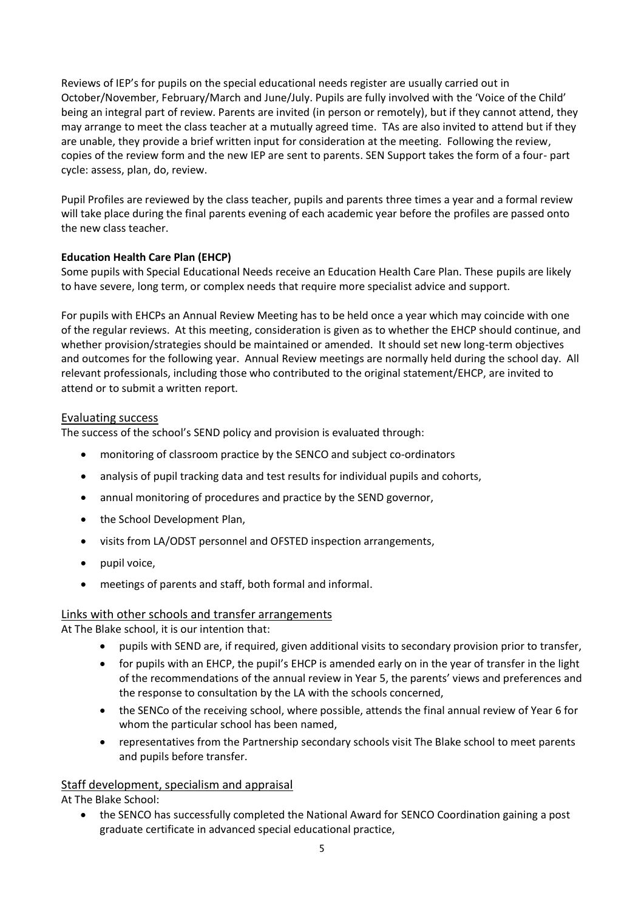Reviews of IEP's for pupils on the special educational needs register are usually carried out in October/November, February/March and June/July. Pupils are fully involved with the 'Voice of the Child' being an integral part of review. Parents are invited (in person or remotely), but if they cannot attend, they may arrange to meet the class teacher at a mutually agreed time. TAs are also invited to attend but if they are unable, they provide a brief written input for consideration at the meeting. Following the review, copies of the review form and the new IEP are sent to parents. SEN Support takes the form of a four- part cycle: assess, plan, do, review.

Pupil Profiles are reviewed by the class teacher, pupils and parents three times a year and a formal review will take place during the final parents evening of each academic year before the profiles are passed onto the new class teacher.

**Education Health Care Plan (EHCP)**

Some pupils with Special Educational Needs receive an Education Health Care Plan. These pupils are likely to have severe, long term, or complex needs that require more specialist advice and support.

For pupils with EHCPs an Annual Review Meeting has to be held once a year which may coincide with one of the regular reviews. At this meeting, consideration is given as to whether the EHCP should continue, and whether provision/strategies should be maintained or amended. It should set new long-term objectives and outcomes for the following year. Annual Review meetings are normally held during the school day. All relevant professionals, including those who contributed to the original statement/EHCP, are invited to attend or to submit a written report.

## Evaluating success

The success of the school's SEND policy and provision is evaluated through:

- monitoring of classroom practice by the SENCO and subject co-ordinators
- analysis of pupil tracking data and test results for individual pupils and cohorts,
- annual monitoring of procedures and practice by the SEND governor,
- the School Development Plan,
- visits from LA/ODST personnel and OFSTED inspection arrangements,
- pupil voice,
- meetings of parents and staff, both formal and informal.

## Links with other schools and transfer arrangements

At The Blake school, it is our intention that:

- pupils with SEND are, if required, given additional visits to secondary provision prior to transfer,
- for pupils with an EHCP, the pupil's EHCP is amended early on in the year of transfer in the light of the recommendations of the annual review in Year 5, the parents' views and preferences and the response to consultation by the LA with the schools concerned,
- the SENCo of the receiving school, where possible, attends the final annual review of Year 6 for whom the particular school has been named,
- representatives from the Partnership secondary schools visit The Blake school to meet parents and pupils before transfer.

## Staff development, specialism and appraisal

At The Blake School:

- the SENCO has successfully completed the National Award for SENCO Coordination gaining a post graduate certificate in advanced special educational practice,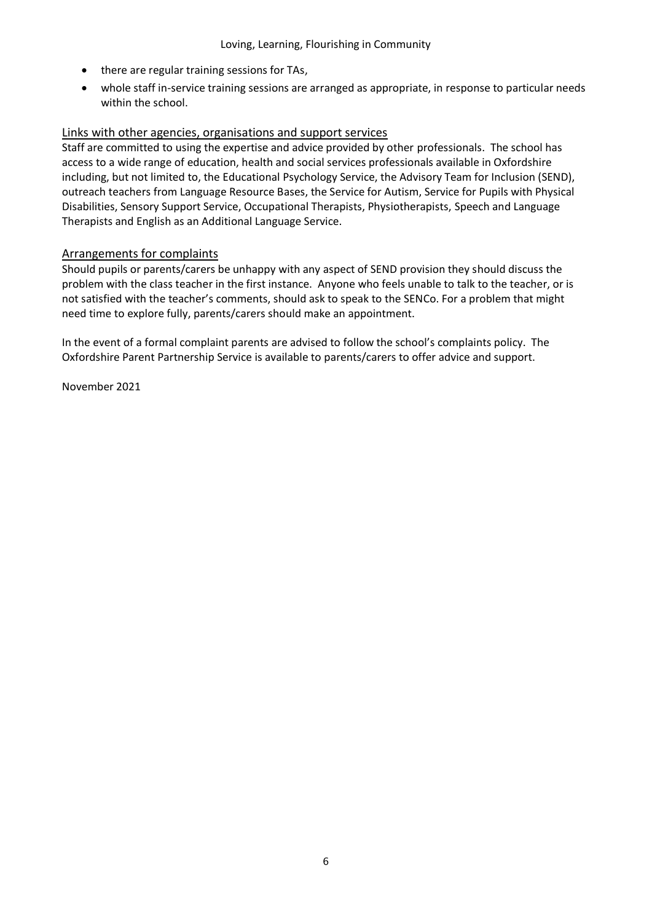- there are regular training sessions for TAs,
- whole staff in-service training sessions are arranged as appropriate, in response to particular needs within the school.

## Links with other agencies, organisations and support services

Staff are committed to using the expertise and advice provided by other professionals. The school has access to a wide range of education, health and social services professionals available in Oxfordshire including, but not limited to, the Educational Psychology Service, the Advisory Team for Inclusion (SEND), outreach teachers from Language Resource Bases, the Service for Autism, Service for Pupils with Physical Disabilities, Sensory Support Service, Occupational Therapists, Physiotherapists, Speech and Language Therapists and English as an Additional Language Service.

## Arrangements for complaints

Should pupils or parents/carers be unhappy with any aspect of SEND provision they should discuss the problem with the class teacher in the first instance. Anyone who feels unable to talk to the teacher, or is not satisfied with the teacher's comments, should ask to speak to the SENCo. For a problem that might need time to explore fully, parents/carers should make an appointment.

In the event of a formal complaint parents are advised to follow the school's complaints policy. The Oxfordshire Parent Partnership Service is available to parents/carers to offer advice and support.

November 2021